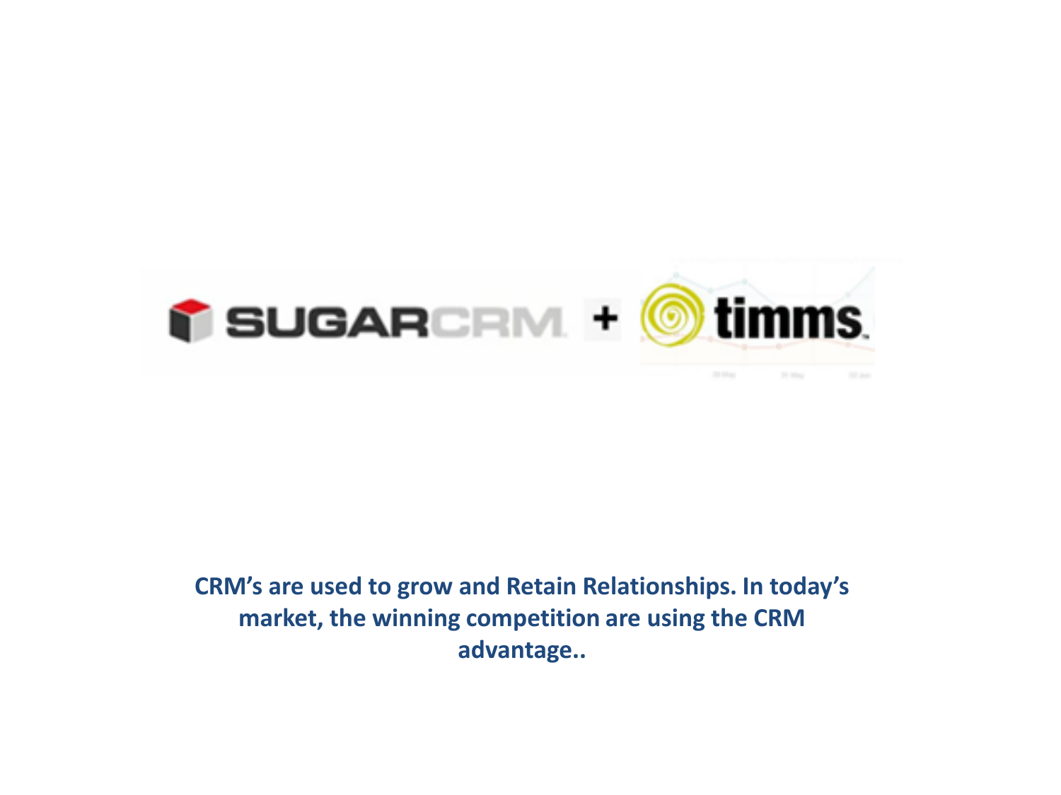SUGARCRM + timms

**CRM's are used to grow and Retain Relationships. In today's market, the winning competition are using the CRM advantage..**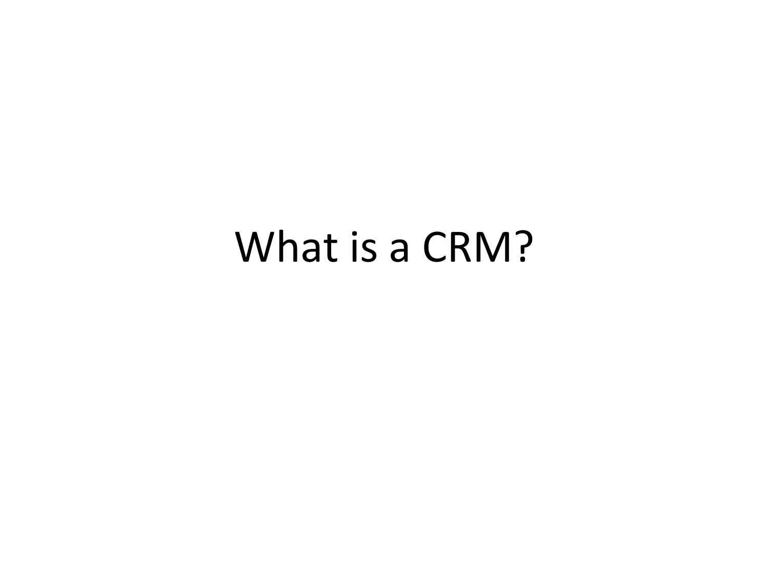# What is a CRM?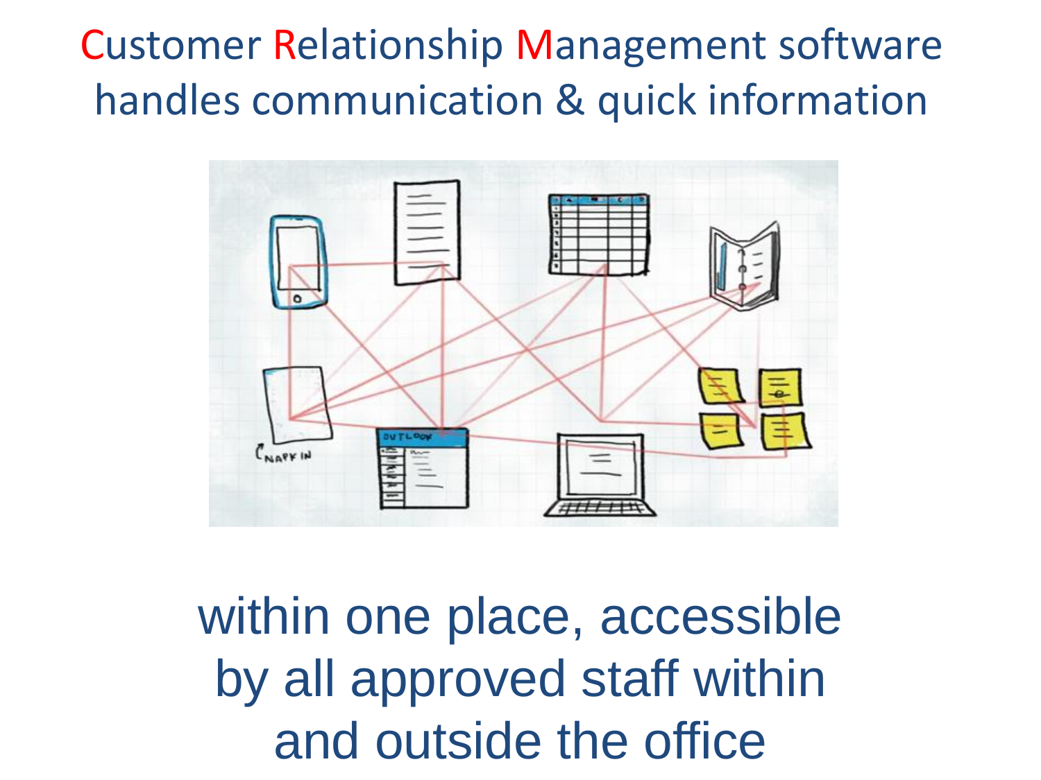Customer Relationship Management software handles communication & quick information

within one place, accessible by all approved staff within and outside the office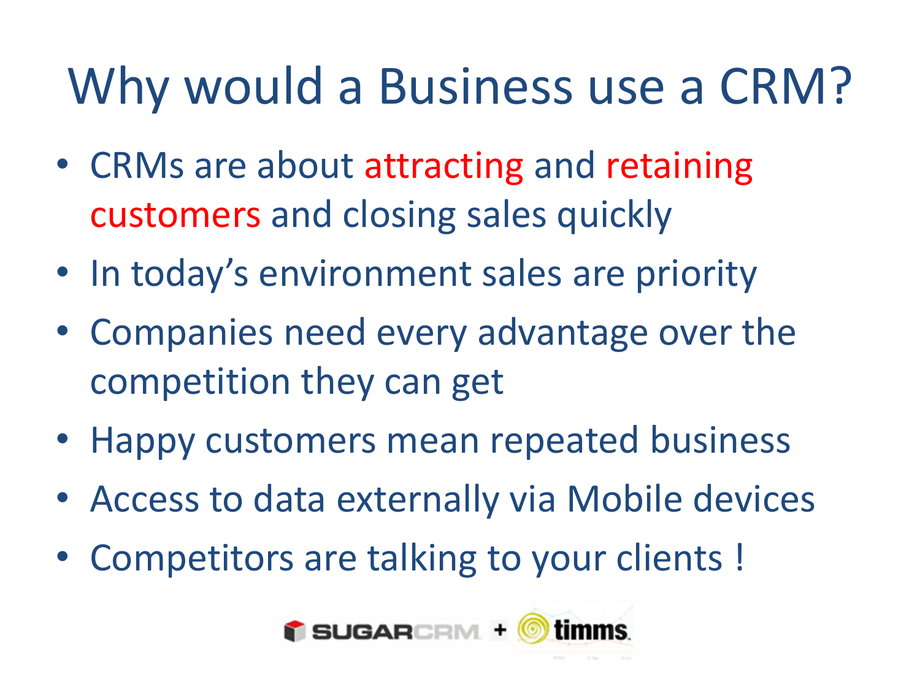# Why would a Business use a CRM?

- CRMs are about attracting and retaining customers and closing sales quickly
- In today's environment sales are priority
- Companies need every advantage over the competition they can get
- Happy customers mean repeated business
- Access to data externally via Mobile devices
- Competitors are talking to your clients !

SUGARCRM + timms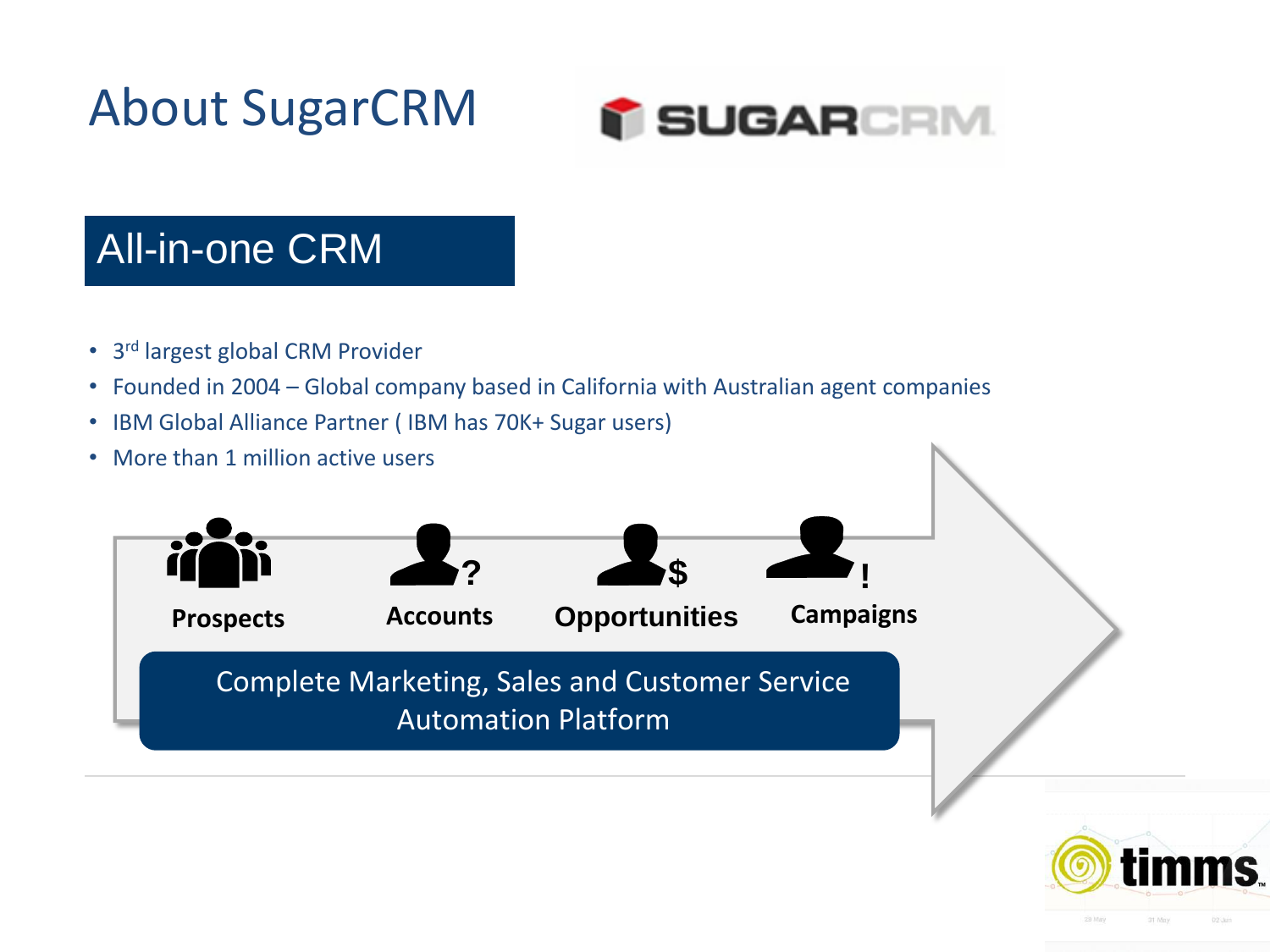# About SugarCRM

## All-in-one CRM

- 3rd largest global CRM Provider
- Founded in 2004 – Global company based in California with Australian agent companies
- IBM Global Alliance Partner ( IBM has 70K+ Sugar users)
- More than 1 million active users

**Prospects** **Accounts** **Opportunities** **Campaigns**

Complete Marketing, Sales and Customer Service Automation Platform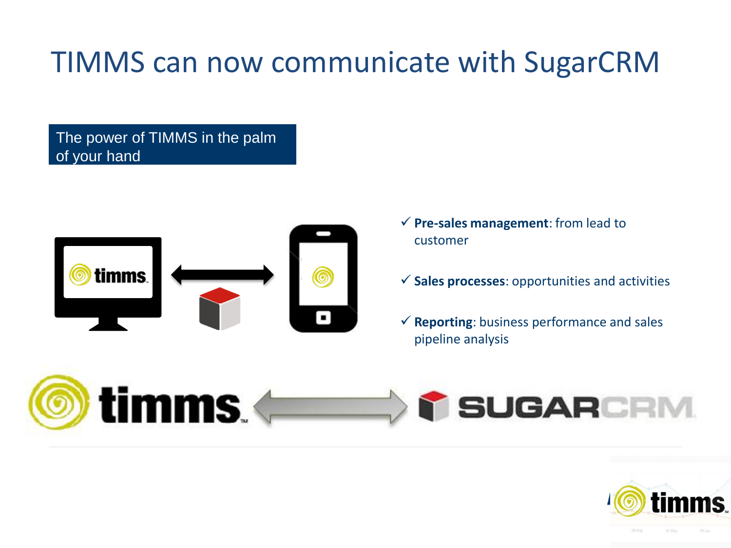# TIMMS can now communicate with SugarCRM

The power of TIMMS in the palm of your hand

- ✓ **Pre-sales management**: from lead to customer
- ✓ **Sales processes**: opportunities and activities
- ✓ **Reporting**: business performance and sales pipeline analysis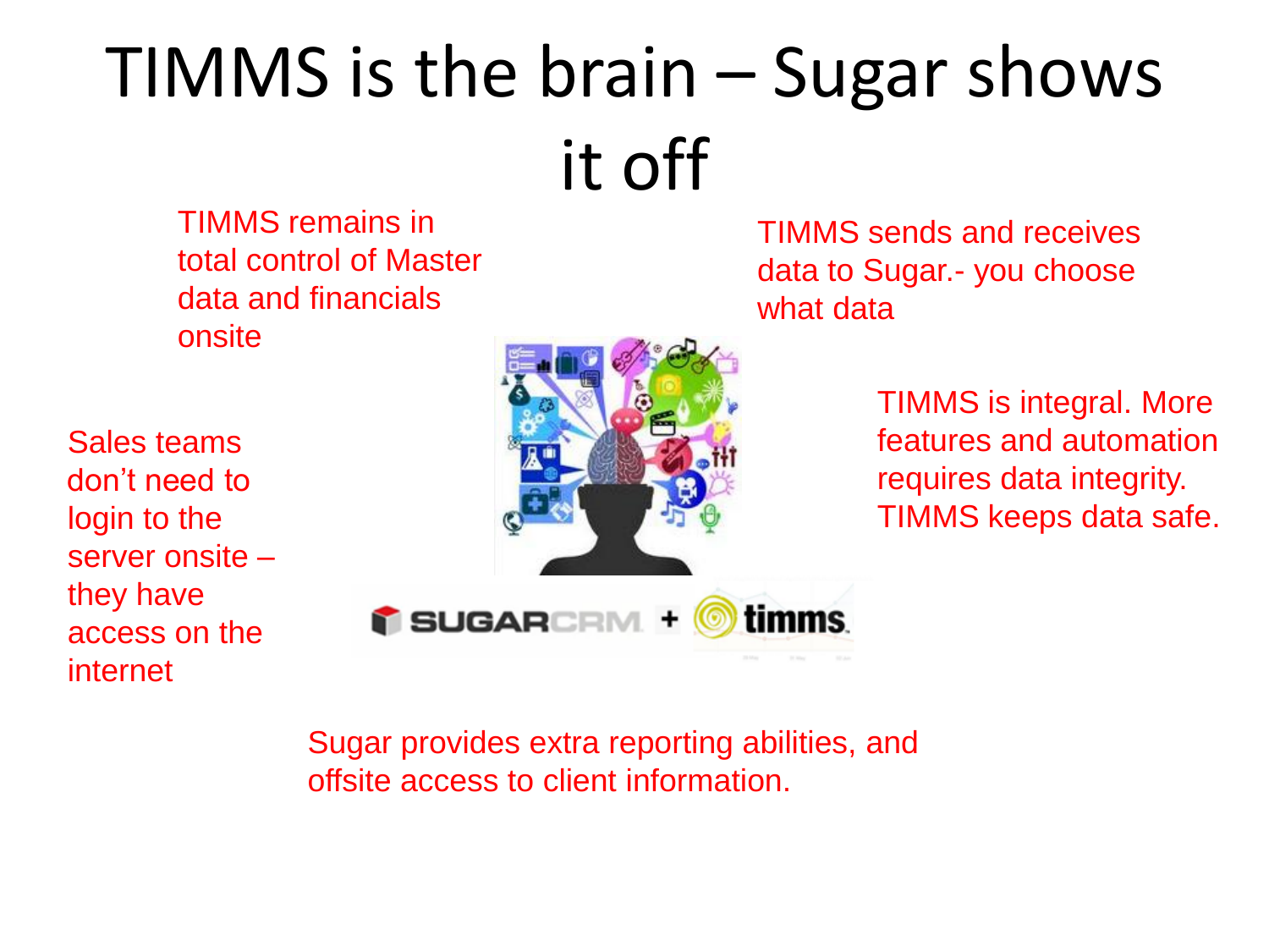# TIMMS is the brain – Sugar shows it off

TIMMS remains in total control of Master data and financials onsite

TIMMS sends and receives data to Sugar.- you choose what data

Sales teams don't need to login to the server onsite – they have access on the internet

TIMMS is integral. More features and automation requires data integrity. TIMMS keeps data safe.

Sugar provides extra reporting abilities, and offsite access to client information.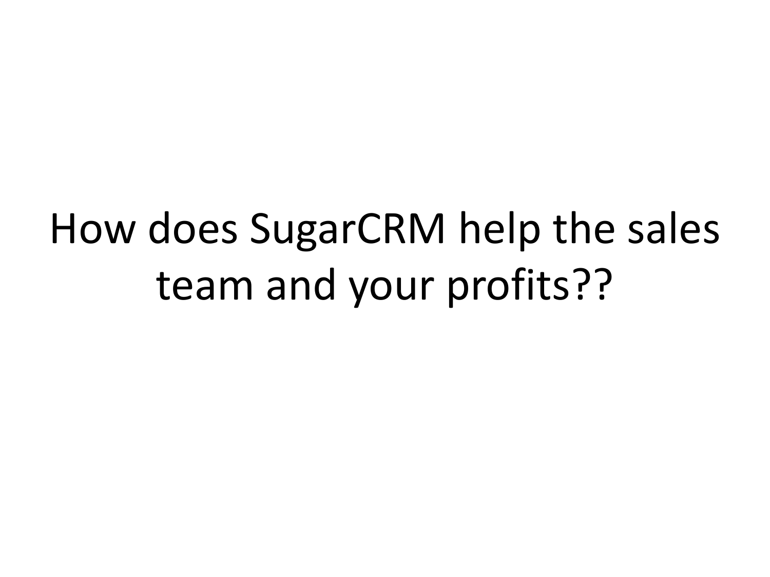# How does SugarCRM help the sales team and your profits??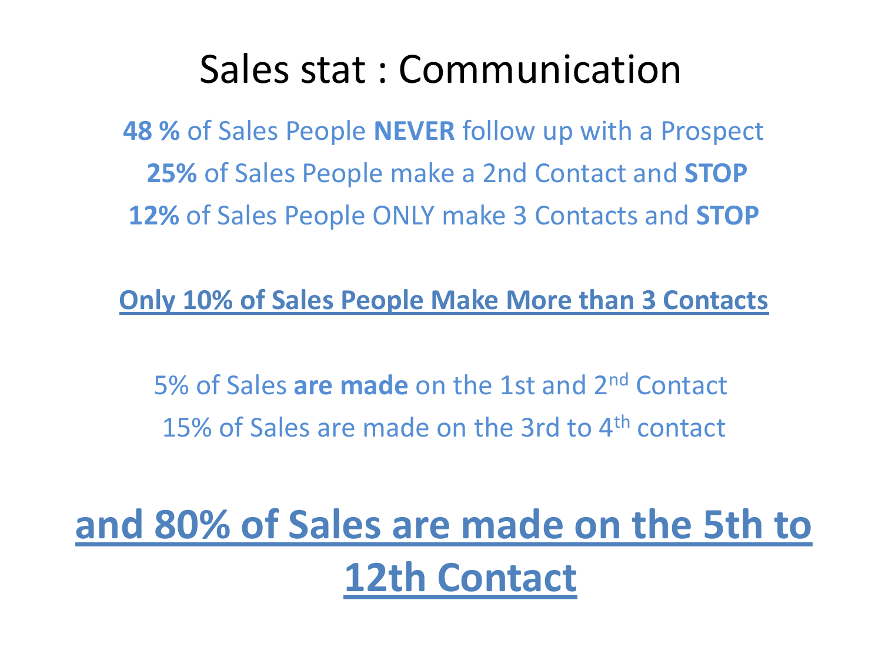# Sales stat : Communication

**48 %** of Sales People **NEVER** follow up with a Prospect

**25%** of Sales People make a 2nd Contact and **STOP**

**12%** of Sales People ONLY make 3 Contacts and **STOP**

**Only 10% of Sales People Make More than 3 Contacts**

5% of Sales **are made** on the 1st and 2nd Contact

15% of Sales are made on the 3rd to 4th contact

## **and 80% of Sales are made on the 5th to 12th Contact**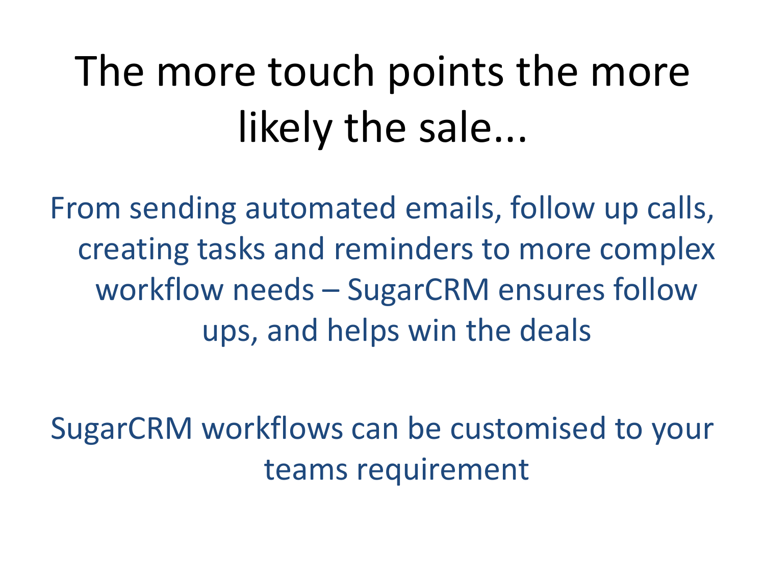# The more touch points the more likely the sale...

From sending automated emails, follow up calls, creating tasks and reminders to more complex workflow needs – SugarCRM ensures follow ups, and helps win the deals

SugarCRM workflows can be customised to your teams requirement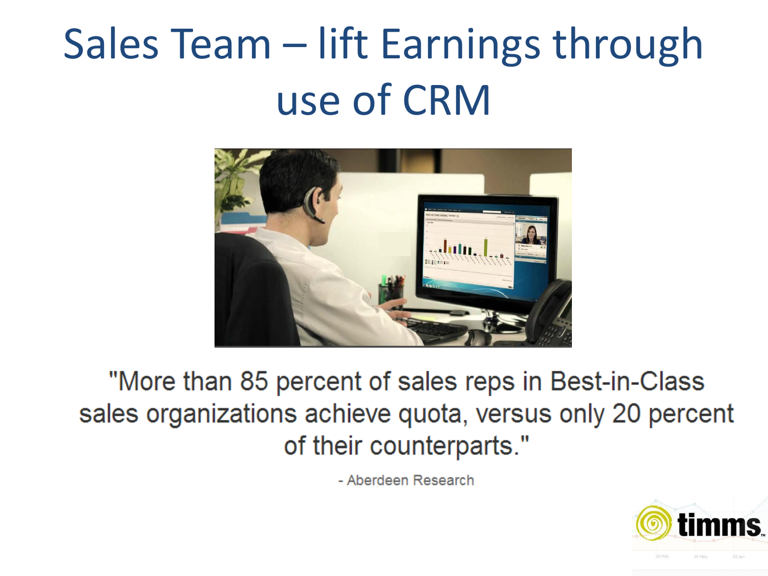# Sales Team – lift Earnings through use of CRM

"More than 85 percent of sales reps in Best-in-Class sales organizations achieve quota, versus only 20 percent of their counterparts."

- Aberdeen Research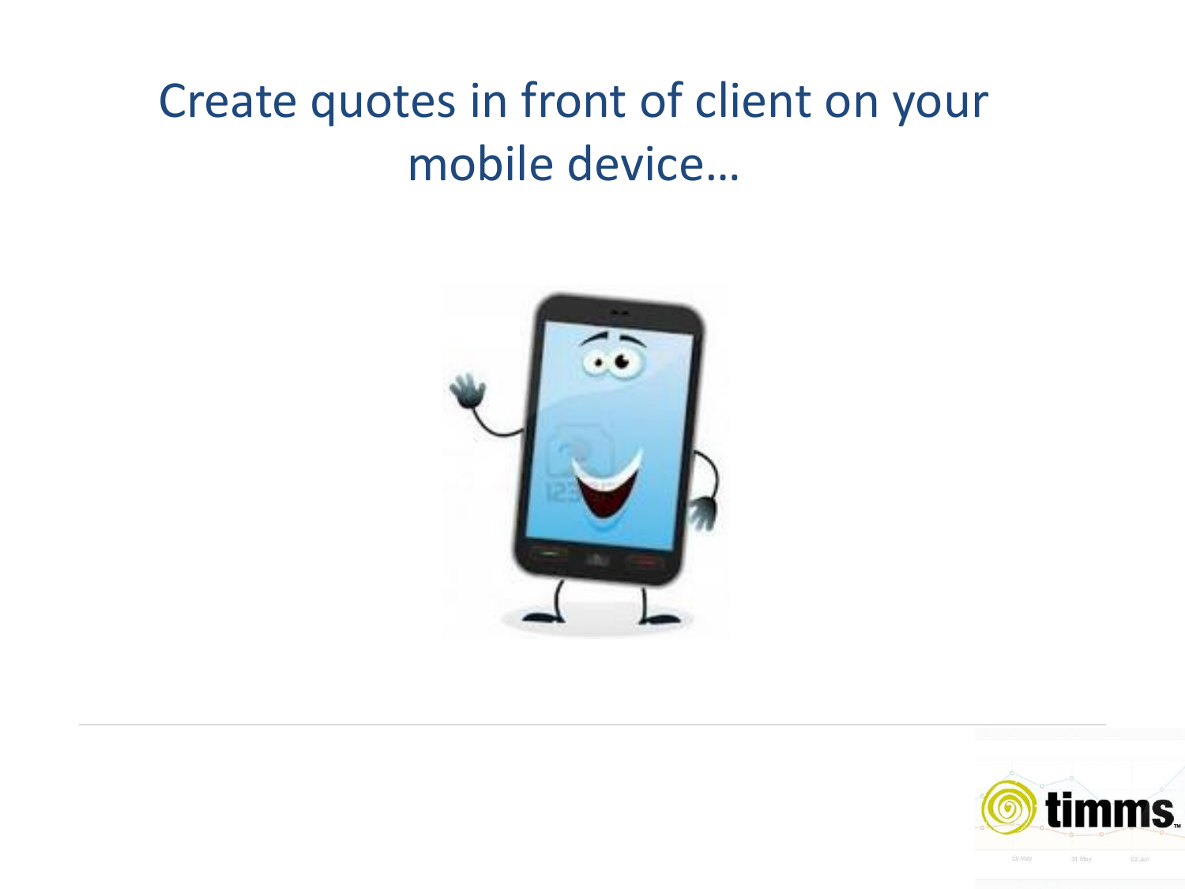# Create quotes in front of client on your mobile device…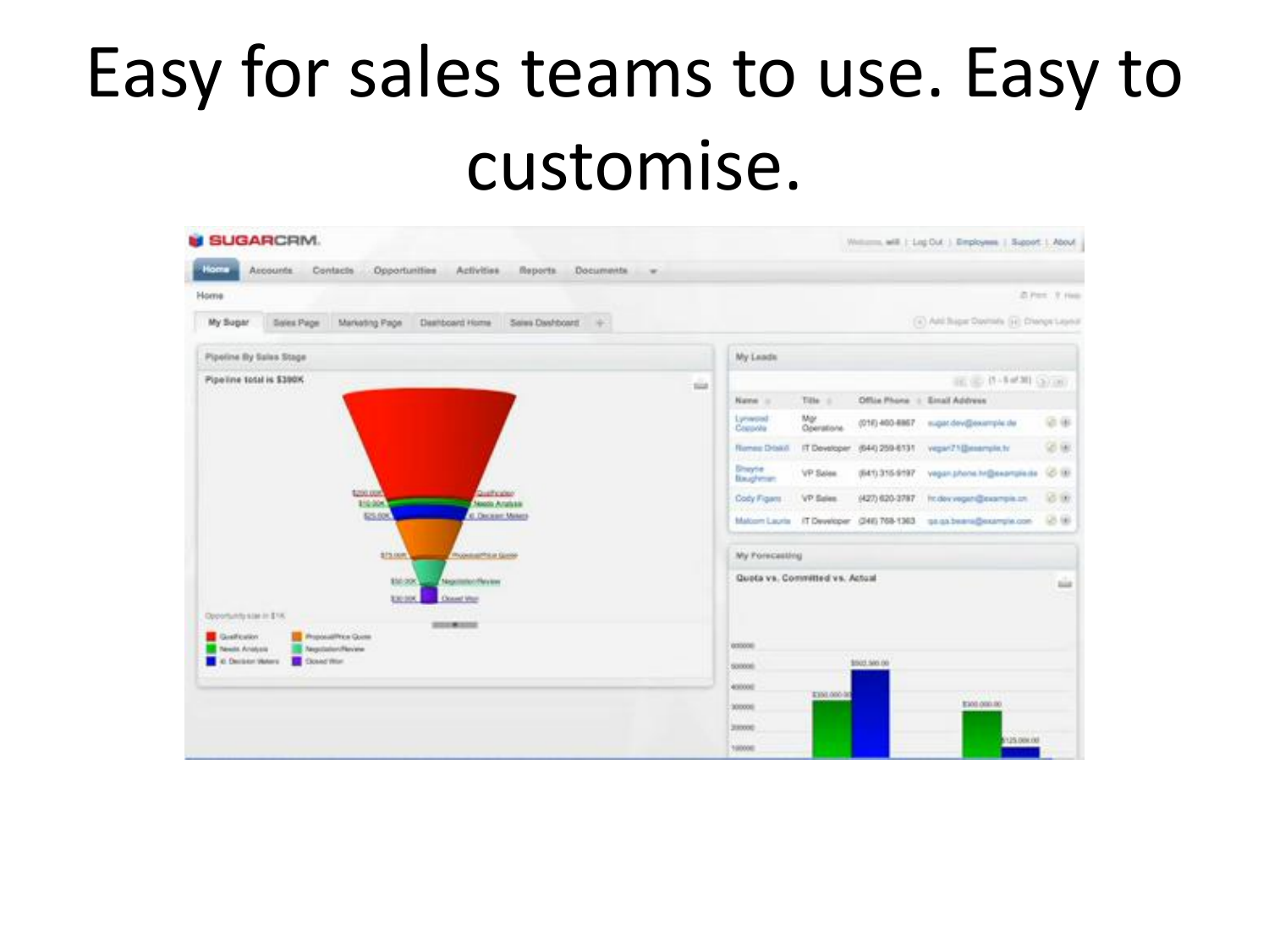# Easy for sales teams to use. Easy to customise.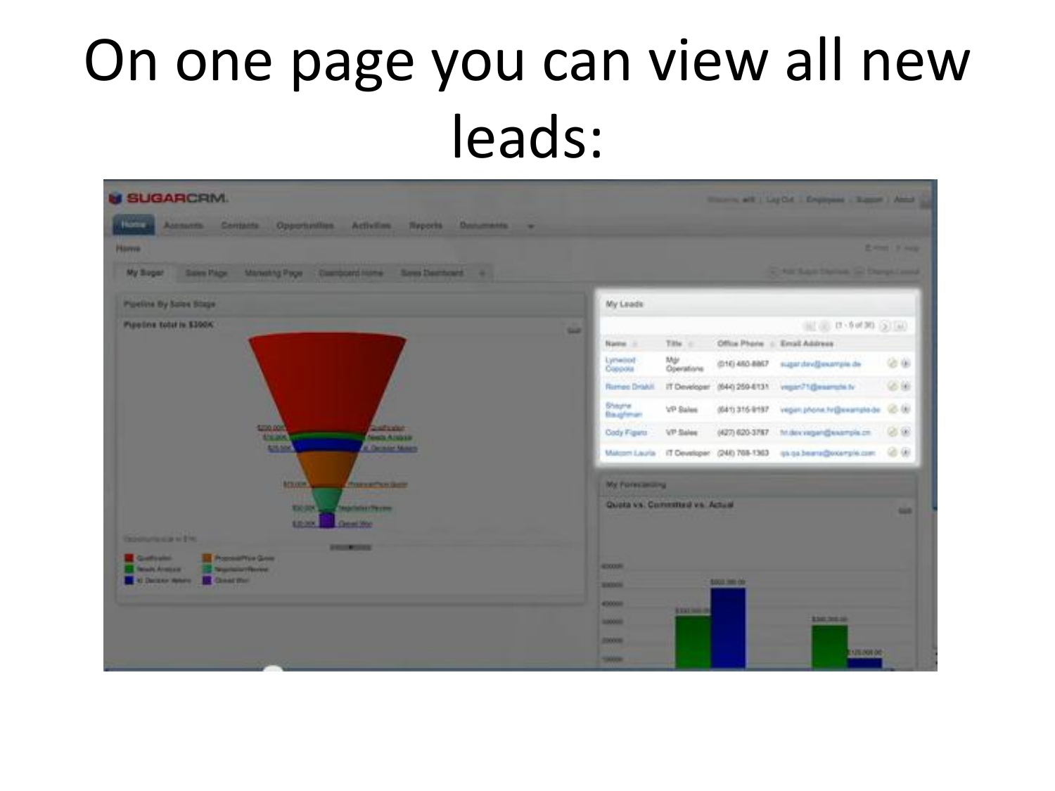# On one page you can view all new leads: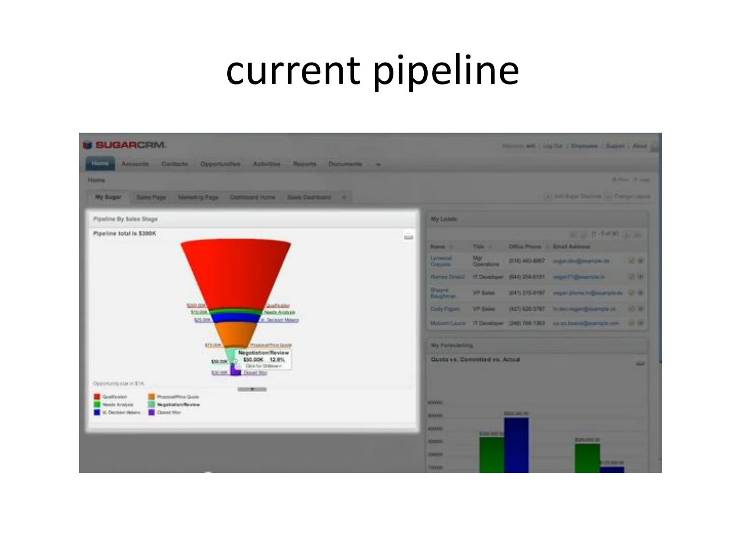# current pipeline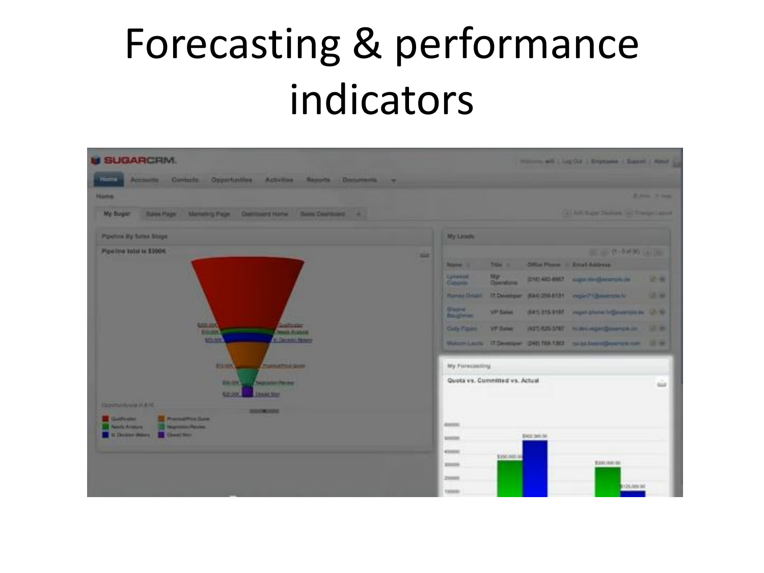# Forecasting & performance indicators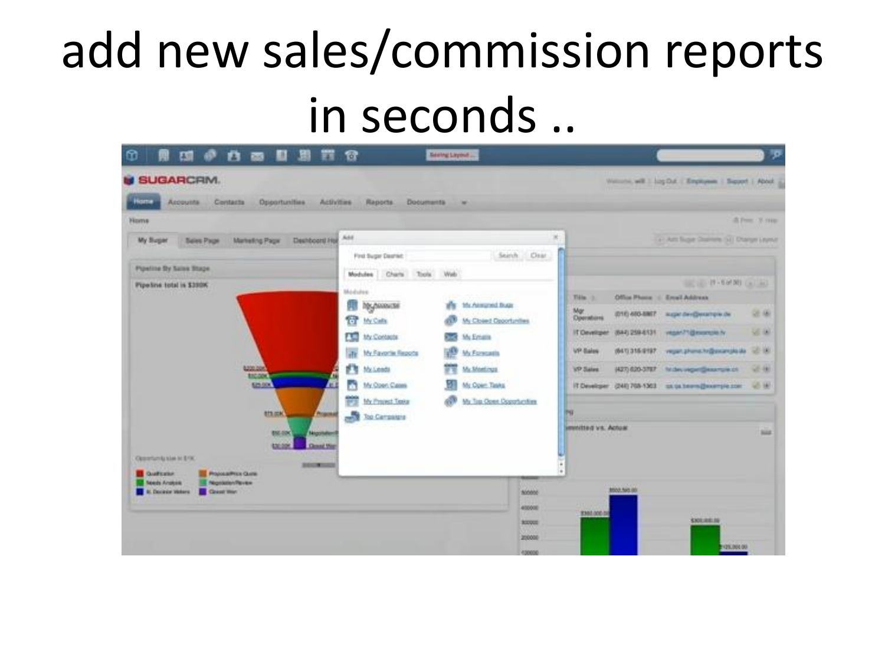# add new sales/commission reports in seconds ..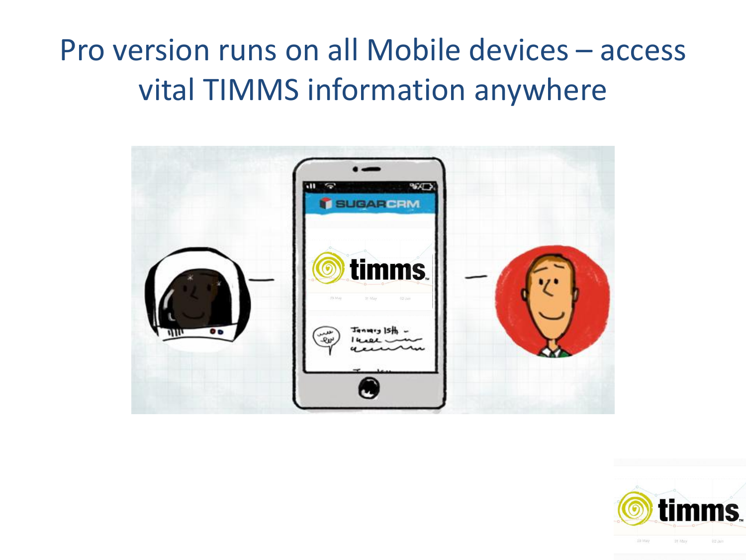# Pro version runs on all Mobile devices – access vital TIMMS information anywhere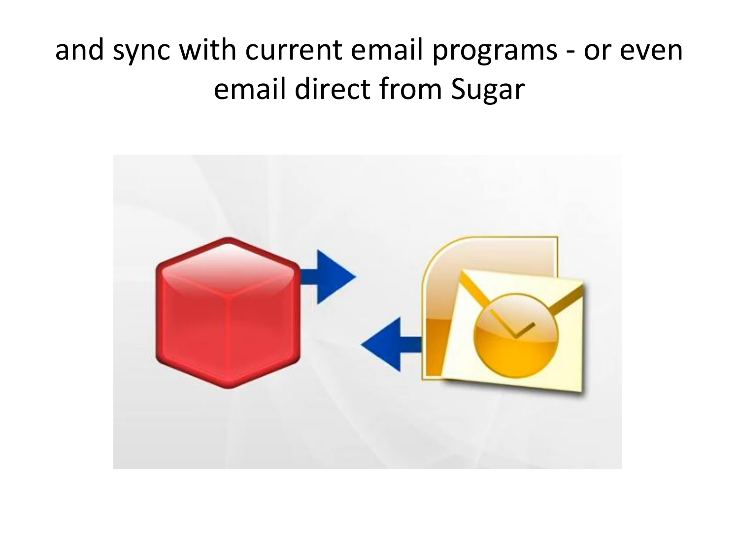# and sync with current email programs - or even email direct from Sugar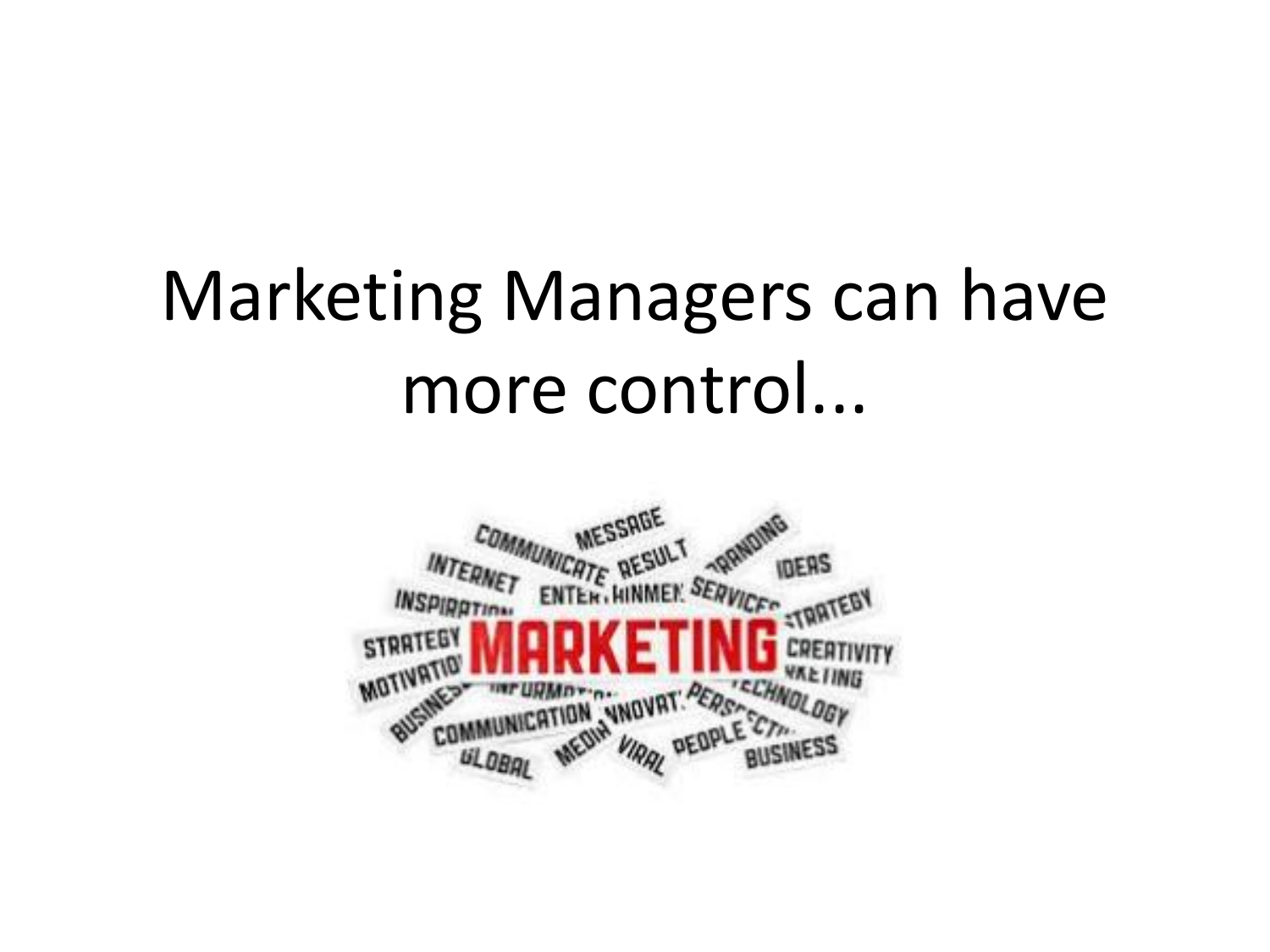# Marketing Managers can have more control...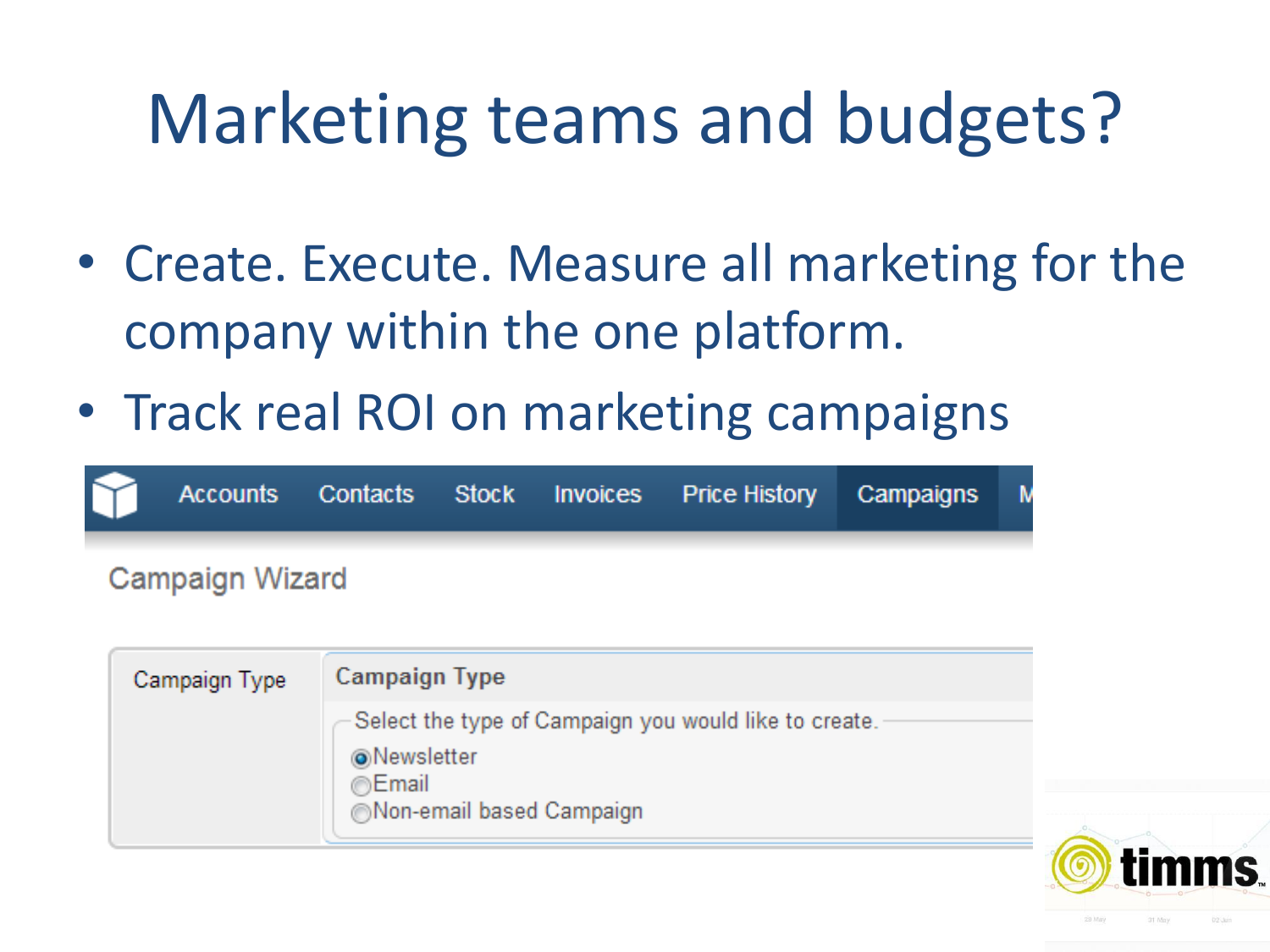# Marketing teams and budgets?

- Create. Execute. Measure all marketing for the company within the one platform.
- Track real ROI on marketing campaigns

Accounts | Contacts | Stock | Invoices | Price History | Campaigns

Campaign Wizard

Campaign Type

**Campaign Type**

Select the type of Campaign you would like to create.

- (•) Newsletter
- ( ) Email
- ( ) Non-email based Campaign

timms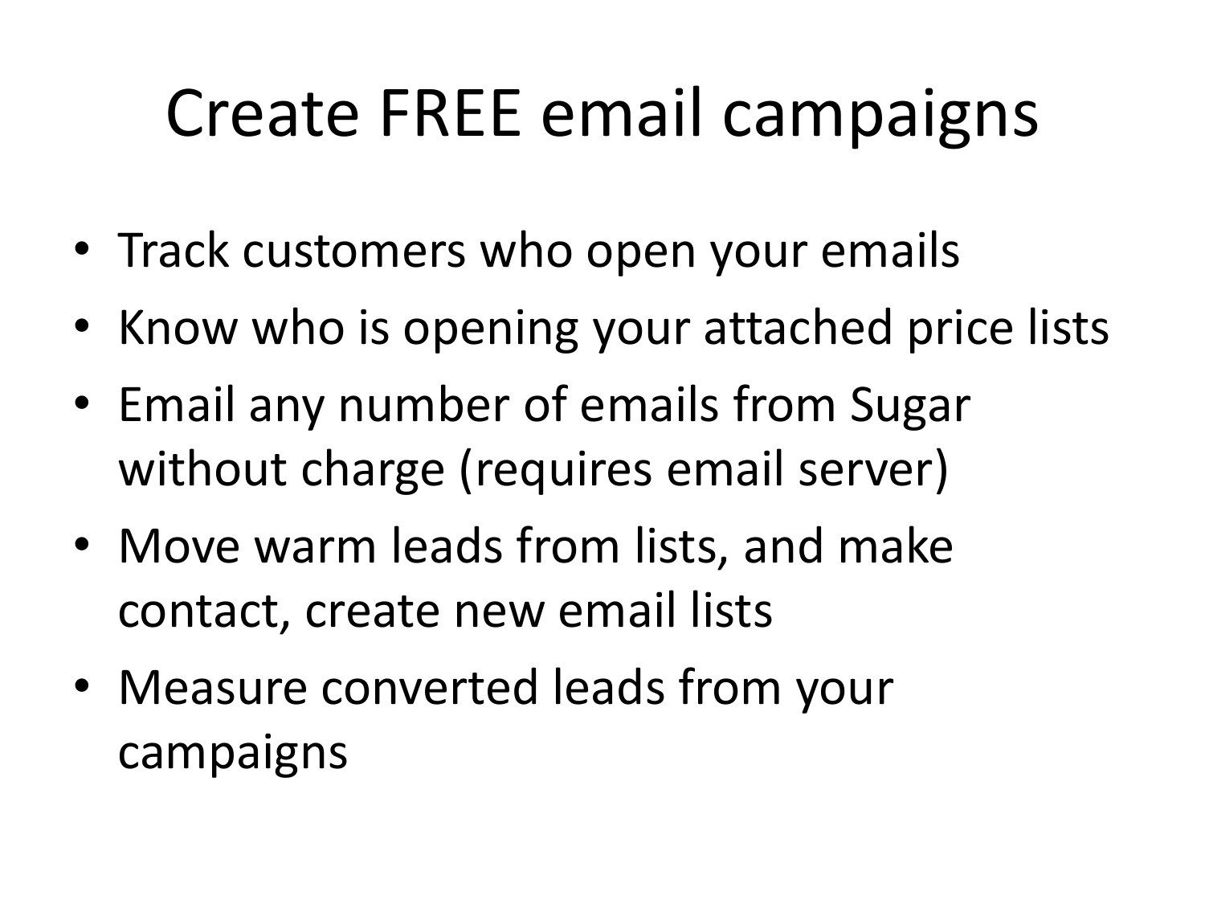# Create FREE email campaigns

- Track customers who open your emails
- Know who is opening your attached price lists
- Email any number of emails from Sugar without charge (requires email server)
- Move warm leads from lists, and make contact, create new email lists
- Measure converted leads from your campaigns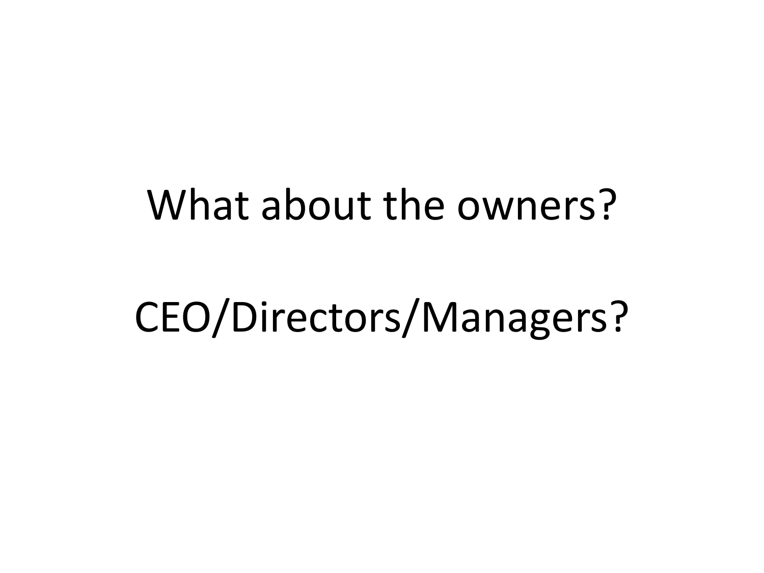What about the owners?

CEO/Directors/Managers?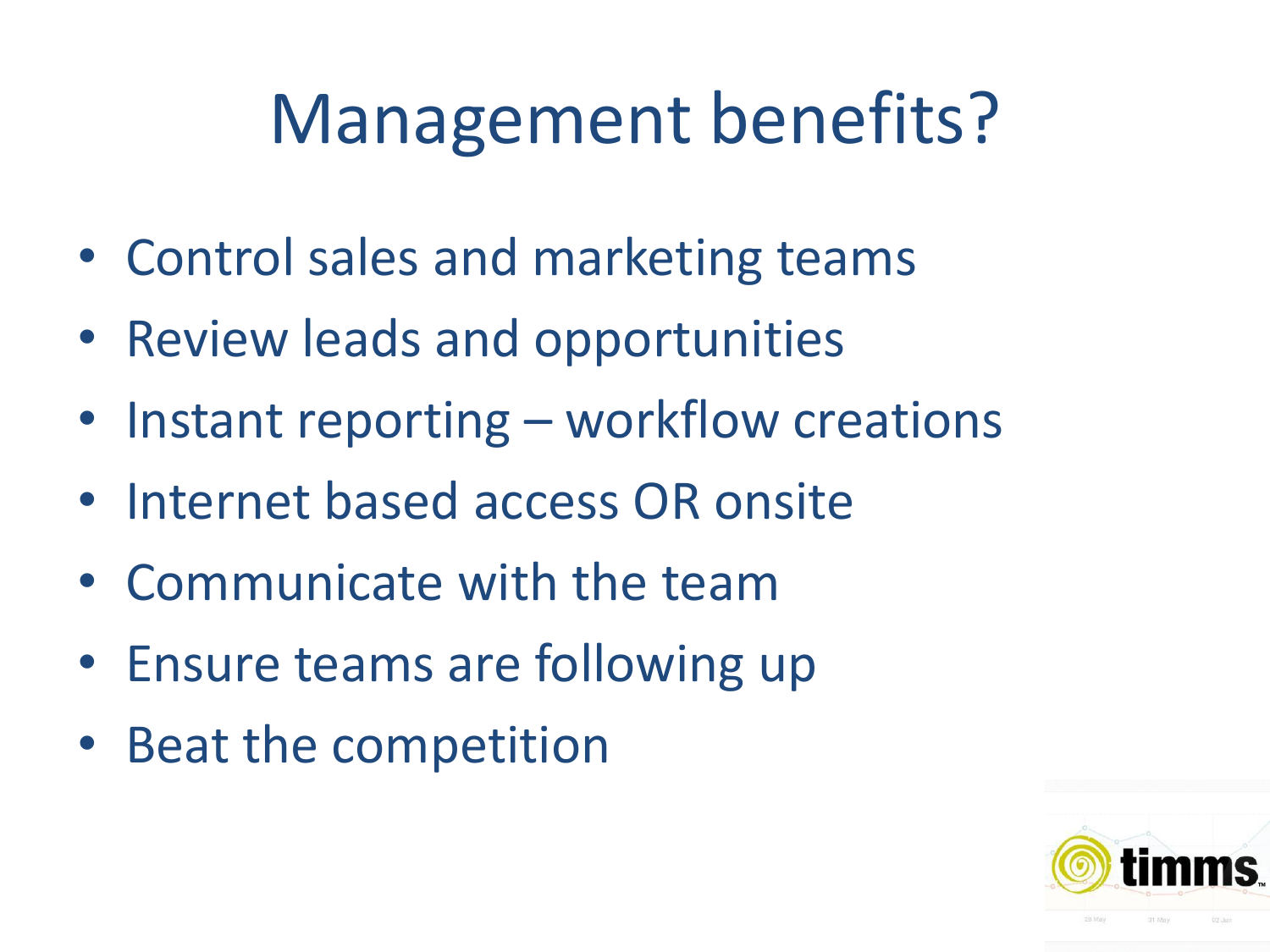# Management benefits?

- Control sales and marketing teams
- Review leads and opportunities
- Instant reporting – workflow creations
- Internet based access OR onsite
- Communicate with the team
- Ensure teams are following up
- Beat the competition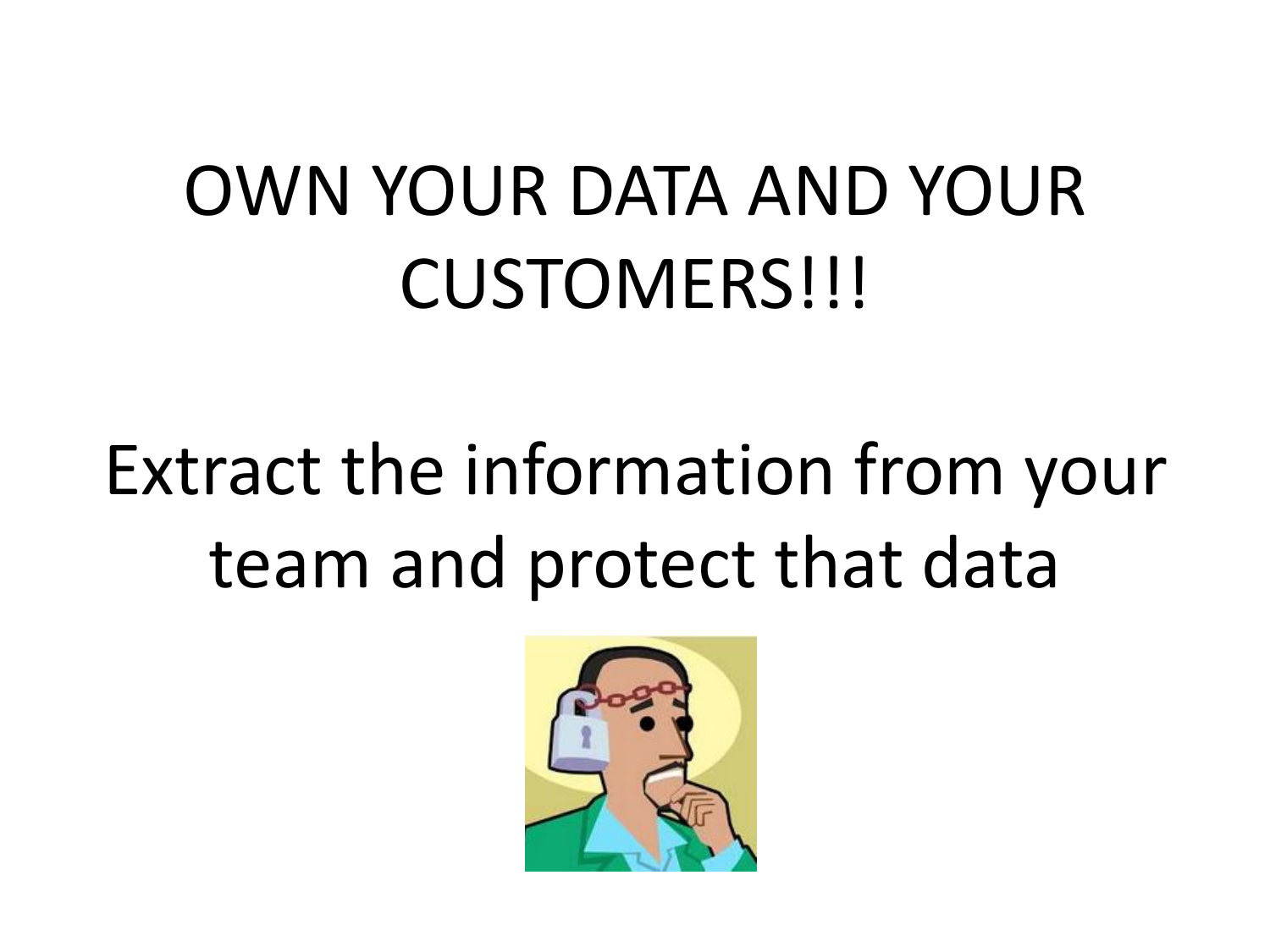OWN YOUR DATA AND YOUR CUSTOMERS!!!

Extract the information from your team and protect that data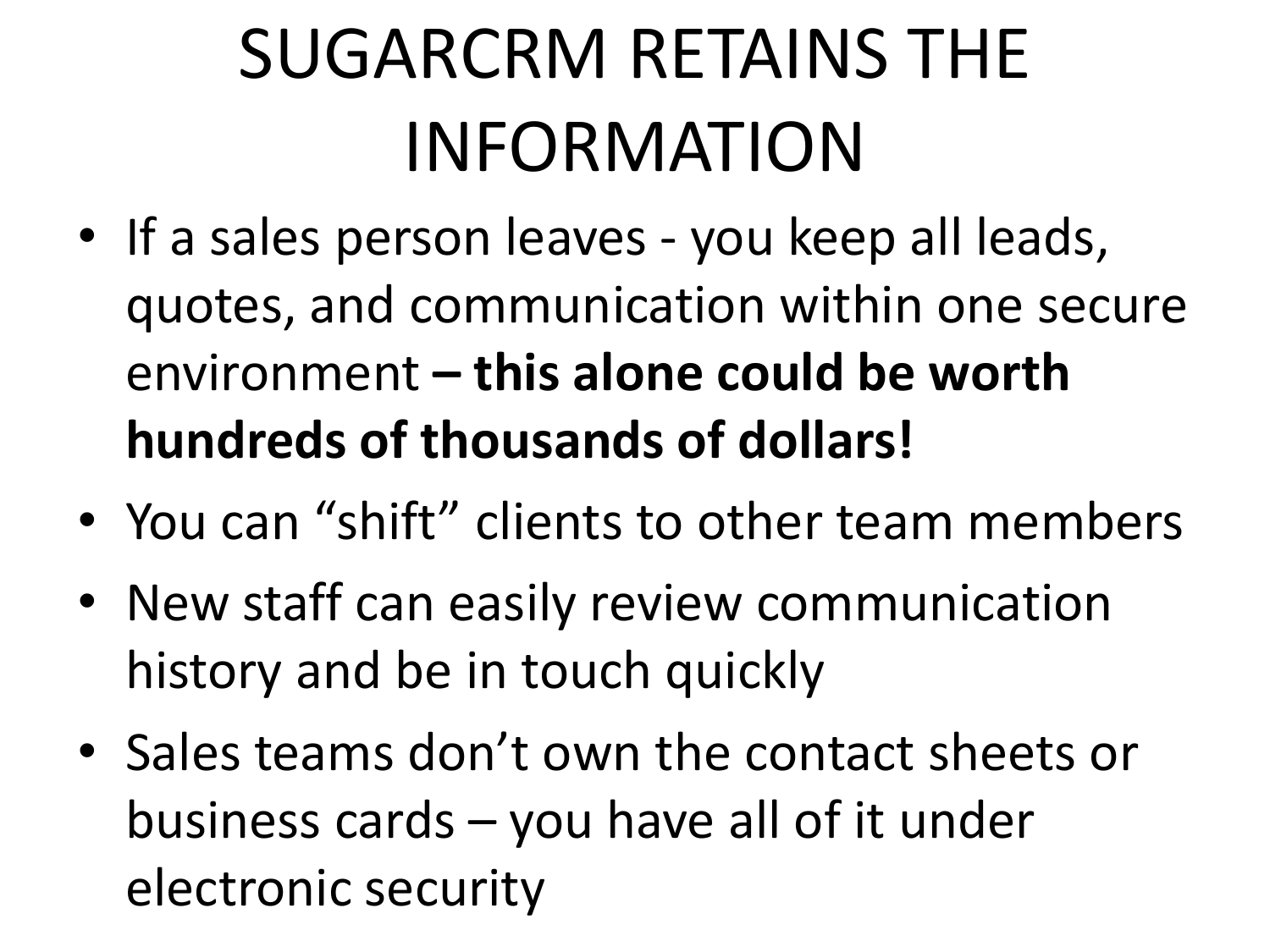# SUGARCRM RETAINS THE INFORMATION

- If a sales person leaves - you keep all leads, quotes, and communication within one secure environment **– this alone could be worth hundreds of thousands of dollars!**
- You can “shift” clients to other team members
- New staff can easily review communication history and be in touch quickly
- Sales teams don’t own the contact sheets or business cards – you have all of it under electronic security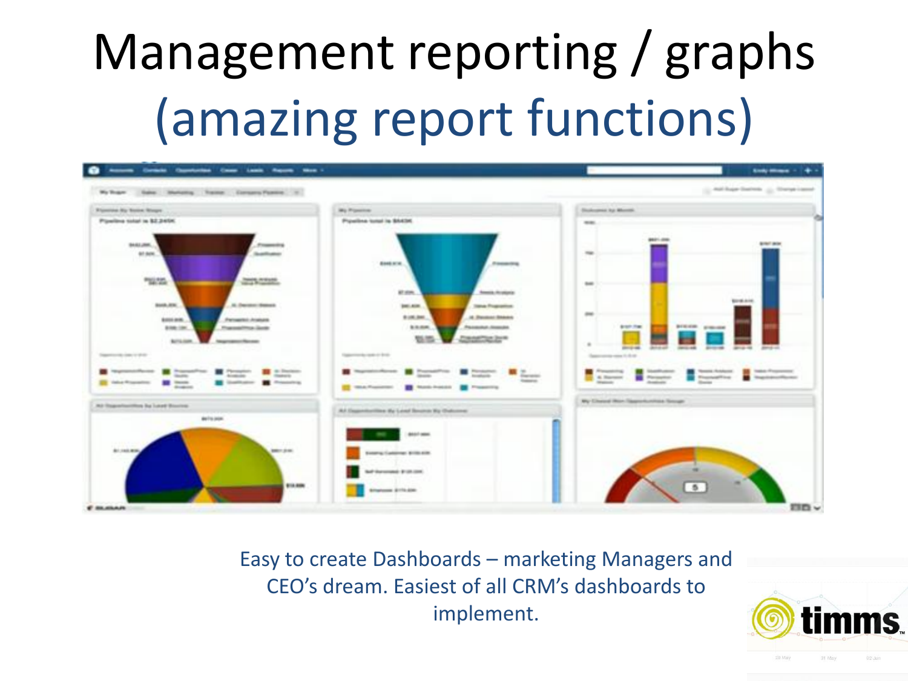# Management reporting / graphs (amazing report functions)

Easy to create Dashboards – marketing Managers and CEO's dream. Easiest of all CRM's dashboards to implement.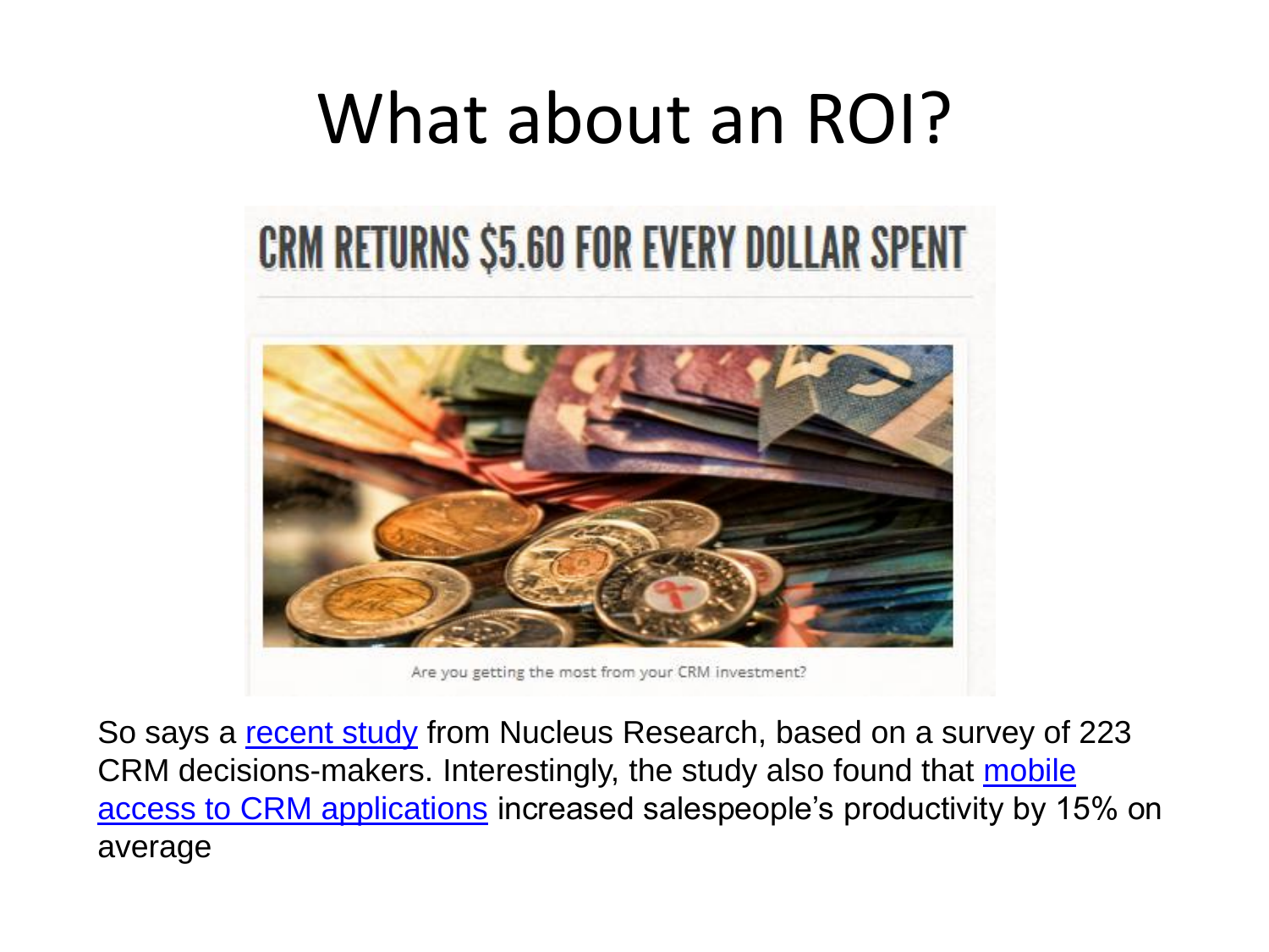# What about an ROI?

CRM RETURNS $5.60 FOR EVERY DOLLAR SPENT

Are you getting the most from your CRM investment?

So says a recent study from Nucleus Research, based on a survey of 223 CRM decisions-makers. Interestingly, the study also found that mobile access to CRM applications increased salespeople's productivity by 15% on average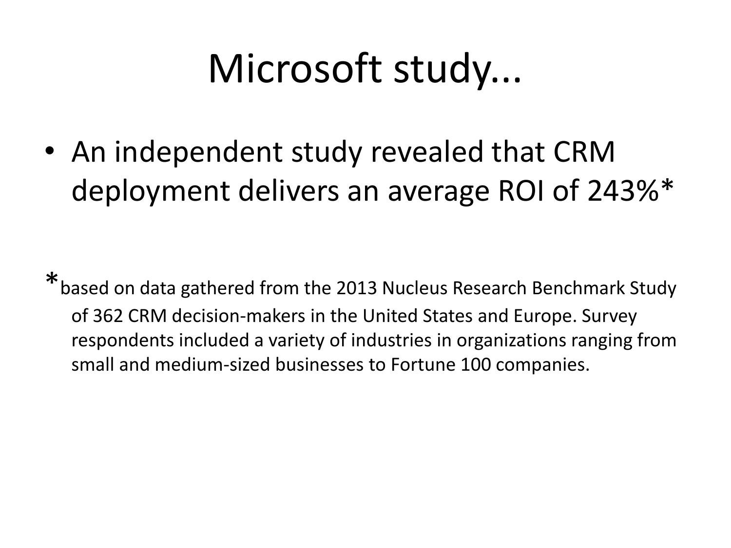# Microsoft study...

- An independent study revealed that CRM deployment delivers an average ROI of 243%*

*based on data gathered from the 2013 Nucleus Research Benchmark Study of 362 CRM decision-makers in the United States and Europe. Survey respondents included a variety of industries in organizations ranging from small and medium-sized businesses to Fortune 100 companies.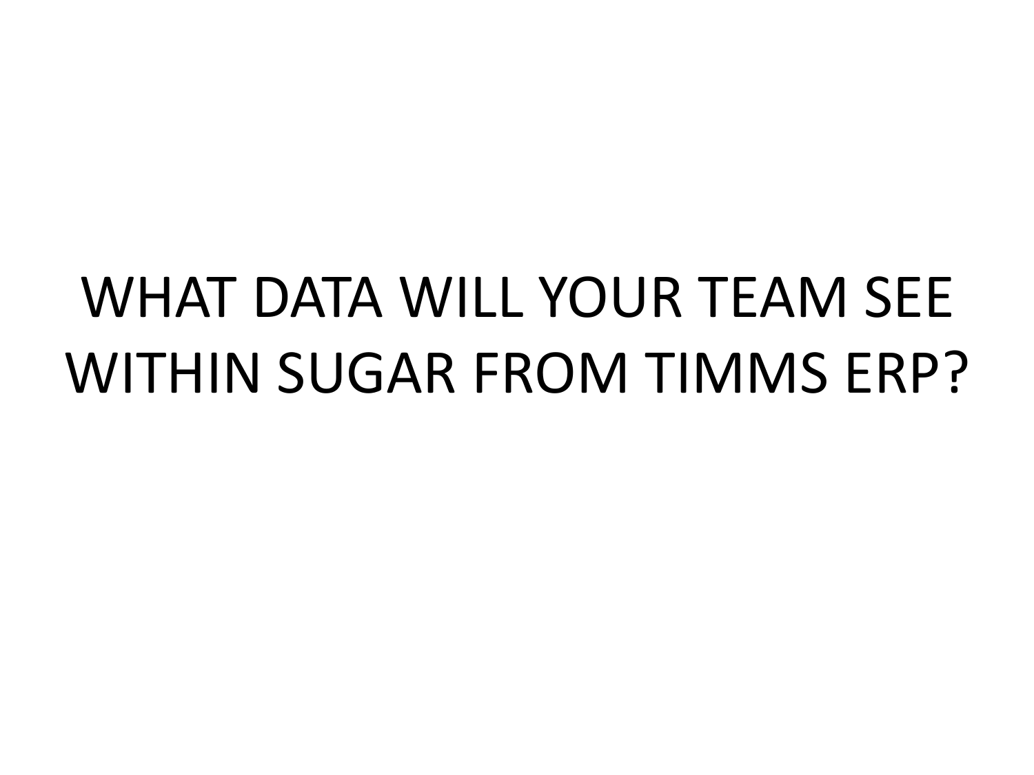# WHAT DATA WILL YOUR TEAM SEE WITHIN SUGAR FROM TIMMS ERP?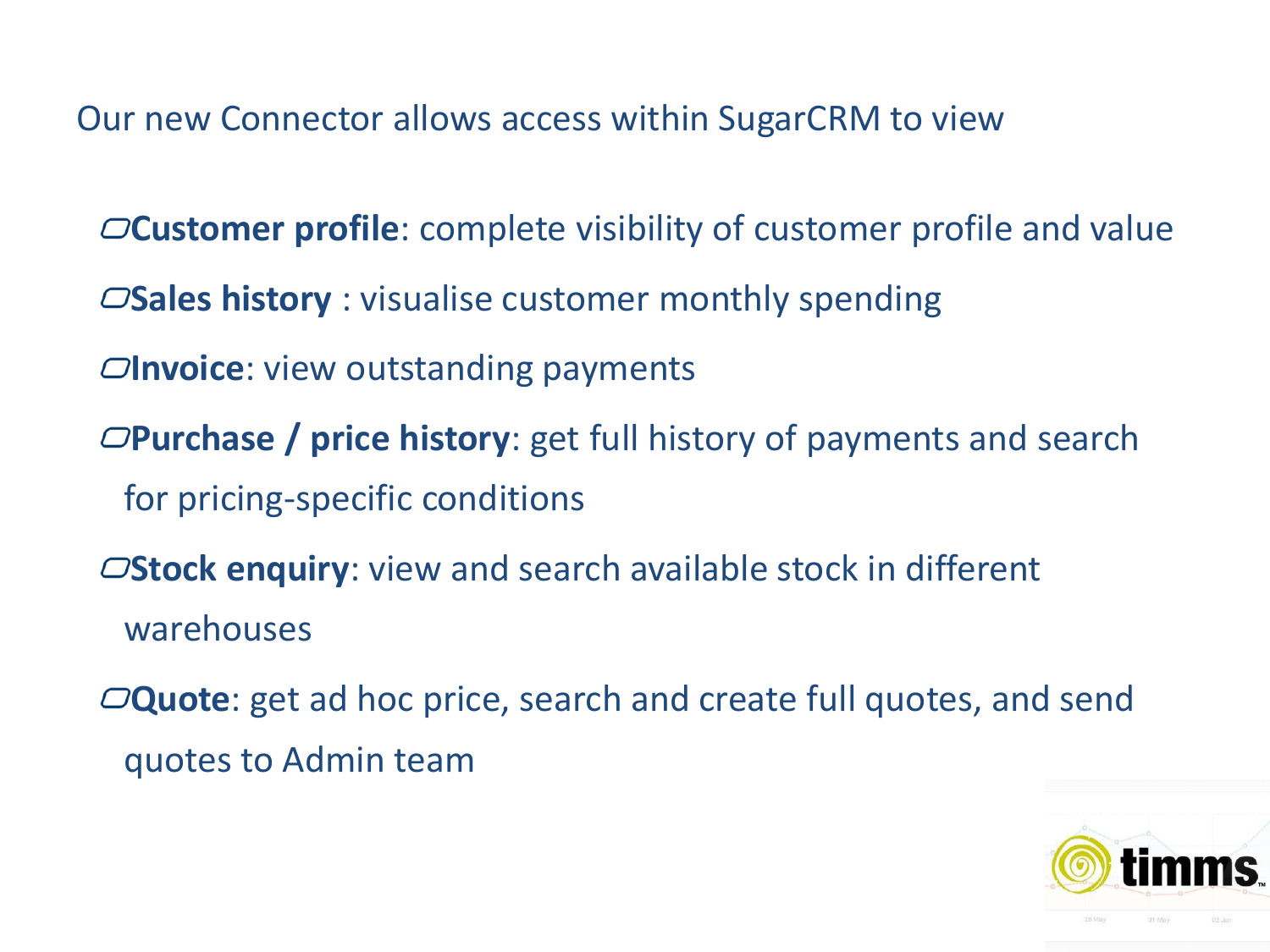Our new Connector allows access within SugarCRM to view

- **Customer profile**: complete visibility of customer profile and value
- **Sales history** : visualise customer monthly spending
- **Invoice**: view outstanding payments
- **Purchase / price history**: get full history of payments and search for pricing-specific conditions
- **Stock enquiry**: view and search available stock in different warehouses
- **Quote**: get ad hoc price, search and create full quotes, and send quotes to Admin team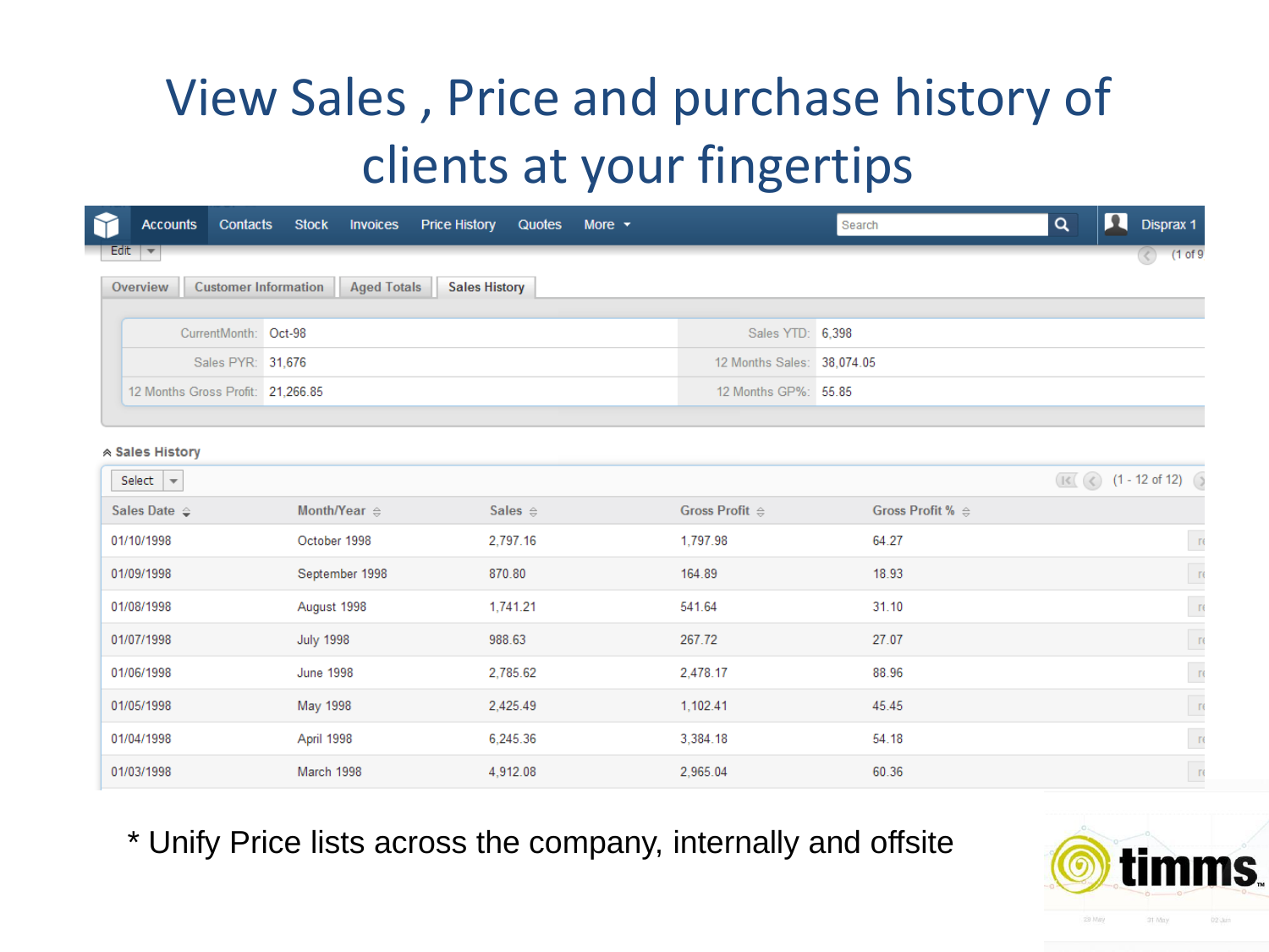# View Sales , Price and purchase history of clients at your fingertips

Accounts | Contacts | Stock | Invoices | Price History | Quotes | More | Search | Disprax 1

Edit | (1 of 9

Overview | Customer Information | Aged Totals | Sales History

| | | | |
|---|---|---|---|
| CurrentMonth: | Oct-98 | Sales YTD: | 6,398 |
| Sales PYR: | 31,676 | 12 Months Sales: | 38,074.05 |
| 12 Months Gross Profit: | 21,266.85 | 12 Months GP%: | 55.85 |

**Sales History**

Select | (1 - 12 of 12)

| Sales Date | Month/Year | Sales | Gross Profit | Gross Profit % |
|---|---|---|---|---|
| 01/10/1998 | October 1998 | 2,797.16 | 1,797.98 | 64.27 |
| 01/09/1998 | September 1998 | 870.80 | 164.89 | 18.93 |
| 01/08/1998 | August 1998 | 1,741.21 | 541.64 | 31.10 |
| 01/07/1998 | July 1998 | 988.63 | 267.72 | 27.07 |
| 01/06/1998 | June 1998 | 2,785.62 | 2,478.17 | 88.96 |
| 01/05/1998 | May 1998 | 2,425.49 | 1,102.41 | 45.45 |
| 01/04/1998 | April 1998 | 6,245.36 | 3,384.18 | 54.18 |
| 01/03/1998 | March 1998 | 4,912.08 | 2,965.04 | 60.36 |

* Unify Price lists across the company, internally and offsite

timms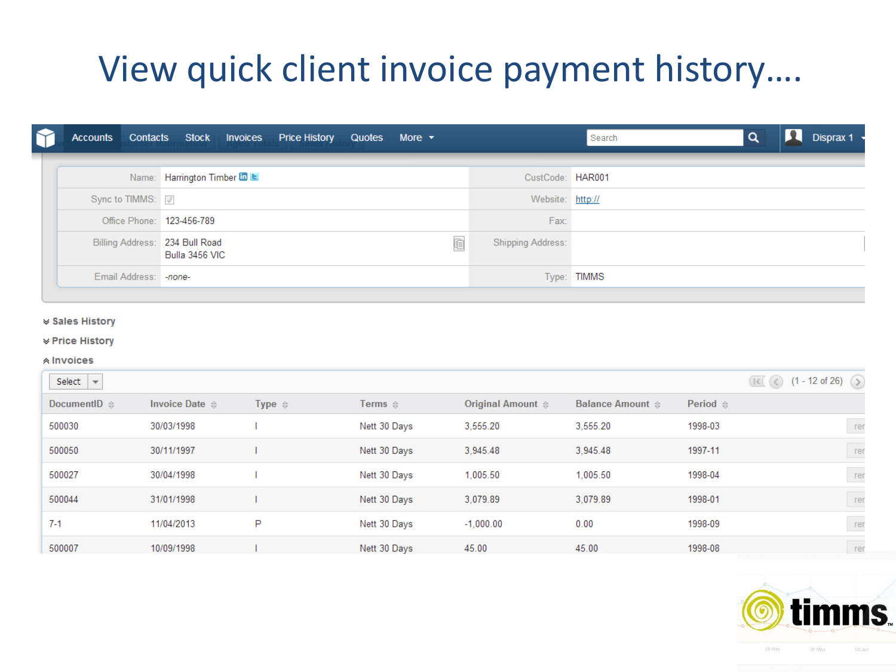# View quick client invoice payment history....

Accounts | Contacts | Stock | Invoices | Price History | Quotes | More

| | | | |
|---|---|---|---|
| Name: | Harrington Timber | CustCode: | HAR001 |
| Sync to TIMMS: | ☑ | Website: | http:// |
| Office Phone: | 123-456-789 | Fax: | |
| Billing Address: | 234 Bull Road<br>Bulla 3456 VIC | Shipping Address: | |
| Email Address: | -none- | Type: | TIMMS |

**Sales History**

**Price History**

**Invoices**

(1 - 12 of 26)

| DocumentID | Invoice Date | Type | Terms | Original Amount | Balance Amount | Period |
|---|---|---|---|---|---|---|
| 500030 | 30/03/1998 | I | Nett 30 Days | 3,555.20 | 3,555.20 | 1998-03 |
| 500050 | 30/11/1997 | I | Nett 30 Days | 3,945.48 | 3,945.48 | 1997-11 |
| 500027 | 30/04/1998 | I | Nett 30 Days | 1,005.50 | 1,005.50 | 1998-04 |
| 500044 | 31/01/1998 | I | Nett 30 Days | 3,079.89 | 3,079.89 | 1998-01 |
| 7-1 | 11/04/2013 | P | Nett 30 Days | -1,000.00 | 0.00 | 1998-09 |
| 500007 | 10/09/1998 | I | Nett 30 Days | 45.00 | 45.00 | 1998-08 |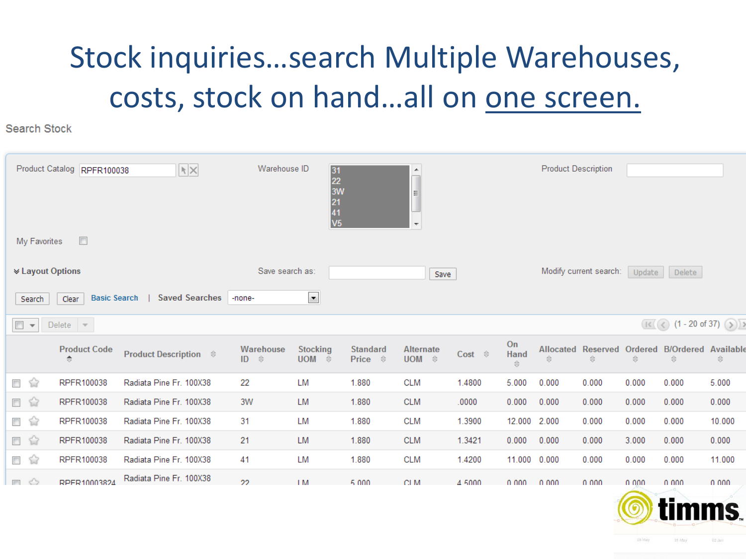# Stock inquiries…search Multiple Warehouses, costs, stock on hand…all on one screen.

Search Stock

Product Catalog: RPFR100038

Warehouse ID: 31, 22, 3W, 21, 41, V5

Product Description:

My Favorites

Layout Options

Save search as: Save

Modify current search: Update Delete

Search | Clear | Basic Search | Saved Searches -none-

Delete

(1 - 20 of 37)

| Product Code | Product Description | Warehouse ID | Stocking UOM | Standard Price | Alternate UOM | Cost | On Hand | Allocated | Reserved | Ordered | B/Ordered | Available |
|---|---|---|---|---|---|---|---|---|---|---|---|---|
| RPFR100038 | Radiata Pine Fr. 100X38 | 22 | LM | 1.880 | CLM | 1.4800 | 5.000 | 0.000 | 0.000 | 0.000 | 0.000 | 5.000 |
| RPFR100038 | Radiata Pine Fr. 100X38 | 3W | LM | 1.880 | CLM | .0000 | 0.000 | 0.000 | 0.000 | 0.000 | 0.000 | 0.000 |
| RPFR100038 | Radiata Pine Fr. 100X38 | 31 | LM | 1.880 | CLM | 1.3900 | 12.000 | 2.000 | 0.000 | 0.000 | 0.000 | 10.000 |
| RPFR100038 | Radiata Pine Fr. 100X38 | 21 | LM | 1.880 | CLM | 1.3421 | 0.000 | 0.000 | 0.000 | 3.000 | 0.000 | 0.000 |
| RPFR100038 | Radiata Pine Fr. 100X38 | 41 | LM | 1.880 | CLM | 1.4200 | 11.000 | 0.000 | 0.000 | 0.000 | 0.000 | 11.000 |
| RPFR10003824 | Radiata Pine Fr. 100X38 | 22 | LM | 5.000 | CLM | 4.5000 | 0.000 | 0.000 | 0.000 | 0.000 | 0.000 | 0.000 |

timms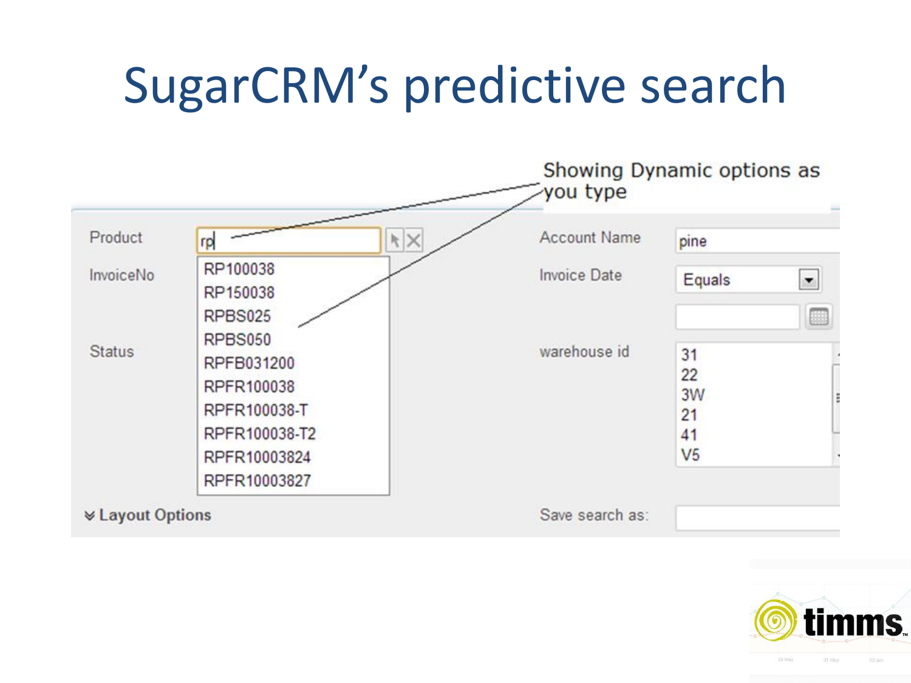# SugarCRM's predictive search

Showing Dynamic options as you type

| | | | |
|---|---|---|---|
| Product | rp | Account Name | pine |
| InvoiceNo | | Invoice Date | Equals |
| Status | | warehouse id | 31, 22, 3W, 21, 41, V5 |

Dropdown options:

- RP100038
- RP150038
- RPBS025
- RPBS050
- RPFB031200
- RPFR100038
- RPFR100038-T
- RPFR100038-T2
- RPFR10003824
- RPFR10003827

Layout Options

Save search as: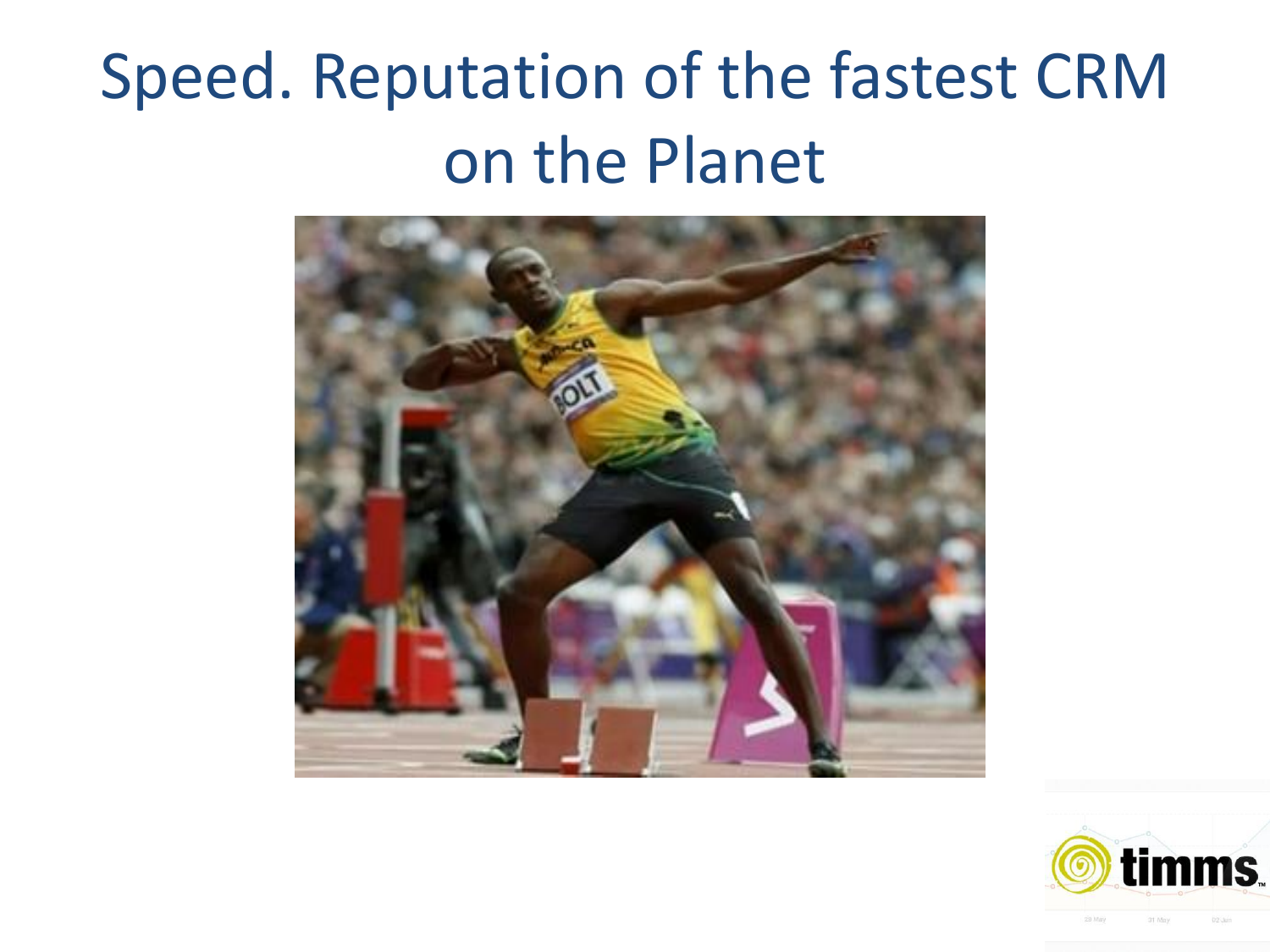# Speed. Reputation of the fastest CRM on the Planet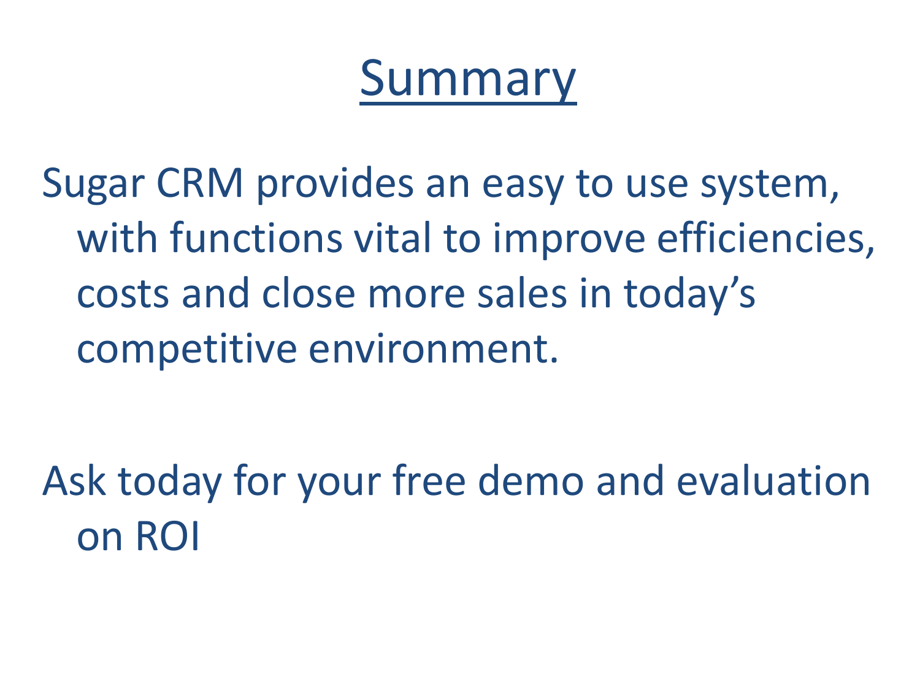# Summary

Sugar CRM provides an easy to use system, with functions vital to improve efficiencies, costs and close more sales in today's competitive environment.

Ask today for your free demo and evaluation on ROI